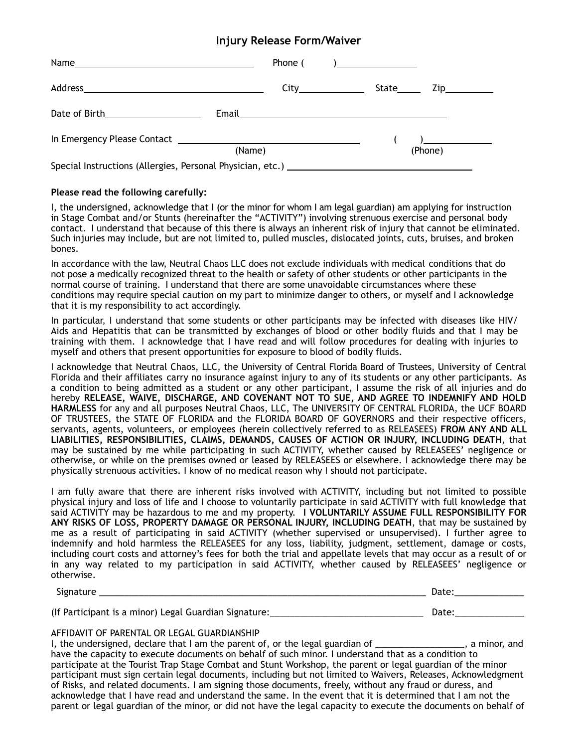# Injury Release Form/Waiver

Name\_\_\_\_\_\_\_\_\_\_\_\_\_\_\_\_\_\_\_\_\_\_\_\_\_\_\_\_\_\_\_\_\_\_\_\_ Phone ( )\_\_\_\_\_\_\_\_\_\_\_\_\_\_\_\_

Address\_\_\_\_\_\_\_\_\_\_\_\_\_\_\_\_\_\_\_\_\_\_\_\_\_\_\_\_\_\_\_\_\_\_\_\_ City\_\_\_\_\_\_\_\_\_\_\_\_\_ State\_\_\_\_\_ Zip\_\_\_\_\_\_\_\_\_\_

Date of Birth\_\_\_\_\_\_\_\_\_\_\_\_\_\_\_\_\_\_\_ Email\_\_\_\_\_\_\_\_\_\_\_\_\_\_\_\_\_\_\_\_\_\_\_\_\_\_\_\_\_\_\_\_\_\_\_\_\_\_\_\_\_\_

In Emergency Please Contact \_\_\_\_\_\_\_\_\_\_\_\_\_\_\_\_\_\_\_\_\_\_\_\_\_\_\_\_\_\_\_\_\_\_\_\_ ( )\_\_\_\_\_\_\_\_\_\_\_\_\_\_
(Name) (Phone)

Special Instructions (Allergies, Personal Physician, etc.) \_\_\_\_\_\_\_\_\_\_\_\_\_\_\_\_\_\_\_\_\_\_\_\_\_\_\_\_\_\_\_\_\_\_\_\_\_\_

**Please read the following carefully:**

I, the undersigned, acknowledge that I (or the minor for whom I am legal guardian) am applying for instruction in Stage Combat and/or Stunts (hereinafter the "ACTIVITY") involving strenuous exercise and personal body contact. I understand that because of this there is always an inherent risk of injury that cannot be eliminated. Such injuries may include, but are not limited to, pulled muscles, dislocated joints, cuts, bruises, and broken bones.

In accordance with the law, Neutral Chaos LLC does not exclude individuals with medical conditions that do not pose a medically recognized threat to the health or safety of other students or other participants in the normal course of training. I understand that there are some unavoidable circumstances where these conditions may require special caution on my part to minimize danger to others, or myself and I acknowledge that it is my responsibility to act accordingly.

In particular, I understand that some students or other participants may be infected with diseases like HIV/Aids and Hepatitis that can be transmitted by exchanges of blood or other bodily fluids and that I may be training with them. I acknowledge that I have read and will follow procedures for dealing with injuries to myself and others that present opportunities for exposure to blood of bodily fluids.

I acknowledge that Neutral Chaos, LLC, the University of Central Florida Board of Trustees, University of Central Florida and their affiliates carry no insurance against injury to any of its students or any other participants. As a condition to being admitted as a student or any other participant, I assume the risk of all injuries and do hereby **RELEASE, WAIVE, DISCHARGE, AND COVENANT NOT TO SUE, AND AGREE TO INDEMNIFY AND HOLD HARMLESS** for any and all purposes Neutral Chaos, LLC, The UNIVERSITY OF CENTRAL FLORIDA, the UCF BOARD OF TRUSTEES, the STATE OF FLORIDA and the FLORIDA BOARD OF GOVERNORS and their respective officers, servants, agents, volunteers, or employees (herein collectively referred to as RELEASEES) **FROM ANY AND ALL LIABILITIES, RESPONSIBILITIES, CLAIMS, DEMANDS, CAUSES OF ACTION OR INJURY, INCLUDING DEATH**, that may be sustained by me while participating in such ACTIVITY, whether caused by RELEASEES' negligence or otherwise, or while on the premises owned or leased by RELEASEES or elsewhere. I acknowledge there may be physically strenuous activities. I know of no medical reason why I should not participate.

I am fully aware that there are inherent risks involved with ACTIVITY, including but not limited to possible physical injury and loss of life and I choose to voluntarily participate in said ACTIVITY with full knowledge that said ACTIVITY may be hazardous to me and my property. **I VOLUNTARILY ASSUME FULL RESPONSIBILITY FOR ANY RISKS OF LOSS, PROPERTY DAMAGE OR PERSONAL INJURY, INCLUDING DEATH**, that may be sustained by me as a result of participating in said ACTIVITY (whether supervised or unsupervised). I further agree to indemnify and hold harmless the RELEASEES for any loss, liability, judgment, settlement, damage or costs, including court costs and attorney's fees for both the trial and appellate levels that may occur as a result of or in any way related to my participation in said ACTIVITY, whether caused by RELEASEES' negligence or otherwise.

Signature \_\_\_\_\_\_\_\_\_\_\_\_\_\_\_\_\_\_\_\_\_\_\_\_\_\_\_\_\_\_\_\_\_\_\_\_\_\_\_\_\_\_\_\_\_\_\_\_\_\_\_\_\_\_\_\_\_\_\_\_\_\_\_\_\_\_ Date:\_\_\_\_\_\_\_\_\_\_\_\_\_\_

(If Participant is a minor) Legal Guardian Signature:\_\_\_\_\_\_\_\_\_\_\_\_\_\_\_\_\_\_\_\_\_\_\_\_\_\_\_\_\_\_\_\_ Date:\_\_\_\_\_\_\_\_\_\_\_\_\_\_

AFFIDAVIT OF PARENTAL OR LEGAL GUARDIANSHIP

I, the undersigned, declare that I am the parent of, or the legal guardian of \_\_\_\_\_\_\_\_\_\_\_\_\_\_\_\_\_\_, a minor, and have the capacity to execute documents on behalf of such minor. I understand that as a condition to participate at the Tourist Trap Stage Combat and Stunt Workshop, the parent or legal guardian of the minor participant must sign certain legal documents, including but not limited to Waivers, Releases, Acknowledgment of Risks, and related documents. I am signing those documents, freely, without any fraud or duress, and acknowledge that I have read and understand the same. In the event that it is determined that I am not the parent or legal guardian of the minor, or did not have the legal capacity to execute the documents on behalf of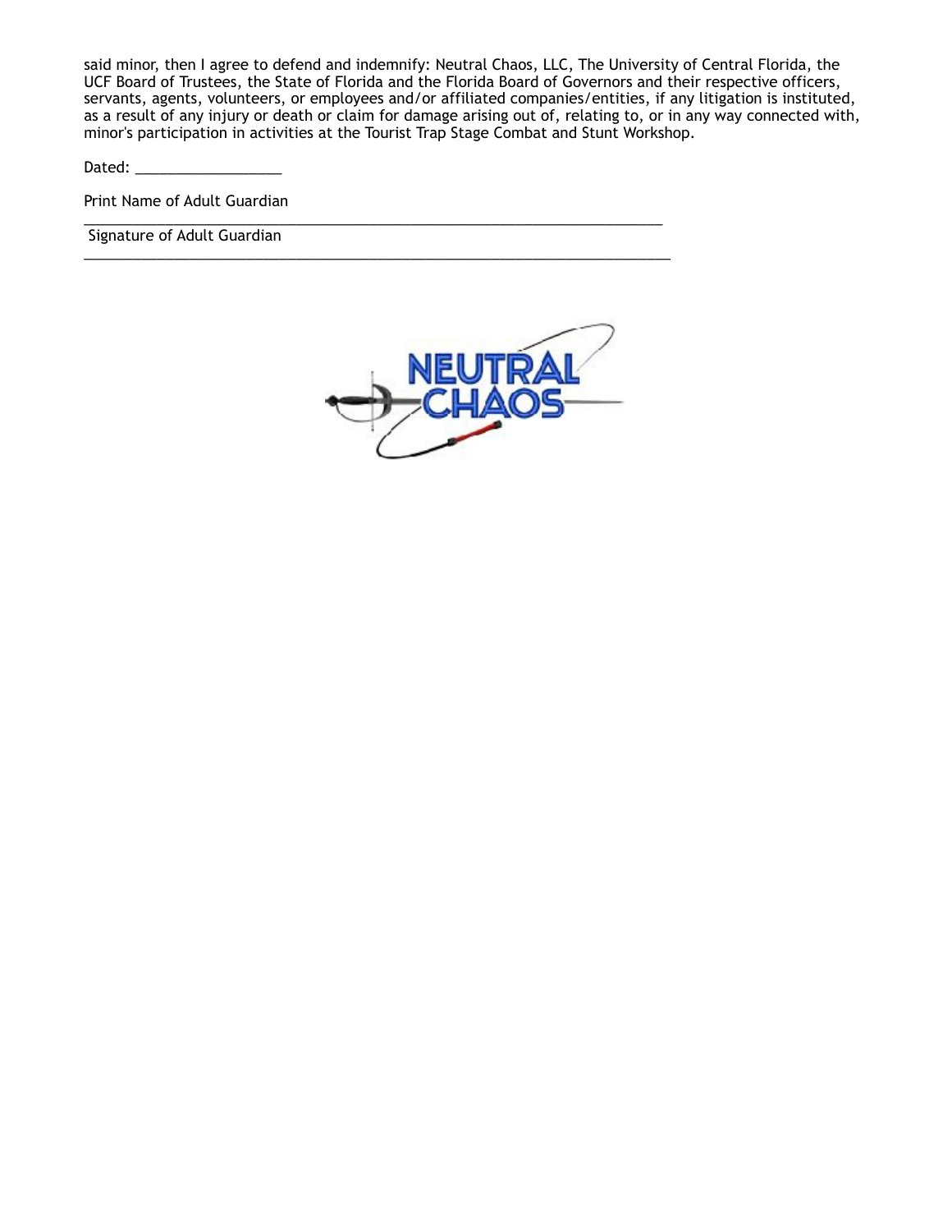said minor, then I agree to defend and indemnify: Neutral Chaos, LLC, The University of Central Florida, the UCF Board of Trustees, the State of Florida and the Florida Board of Governors and their respective officers, servants, agents, volunteers, or employees and/or affiliated companies/entities, if any litigation is instituted, as a result of any injury or death or claim for damage arising out of, relating to, or in any way connected with, minor's participation in activities at the Tourist Trap Stage Combat and Stunt Workshop.

Dated: __________________

Print Name of Adult Guardian
______________________________________________________________________________

Signature of Adult Guardian
______________________________________________________________________________

NEUTRAL CHAOS